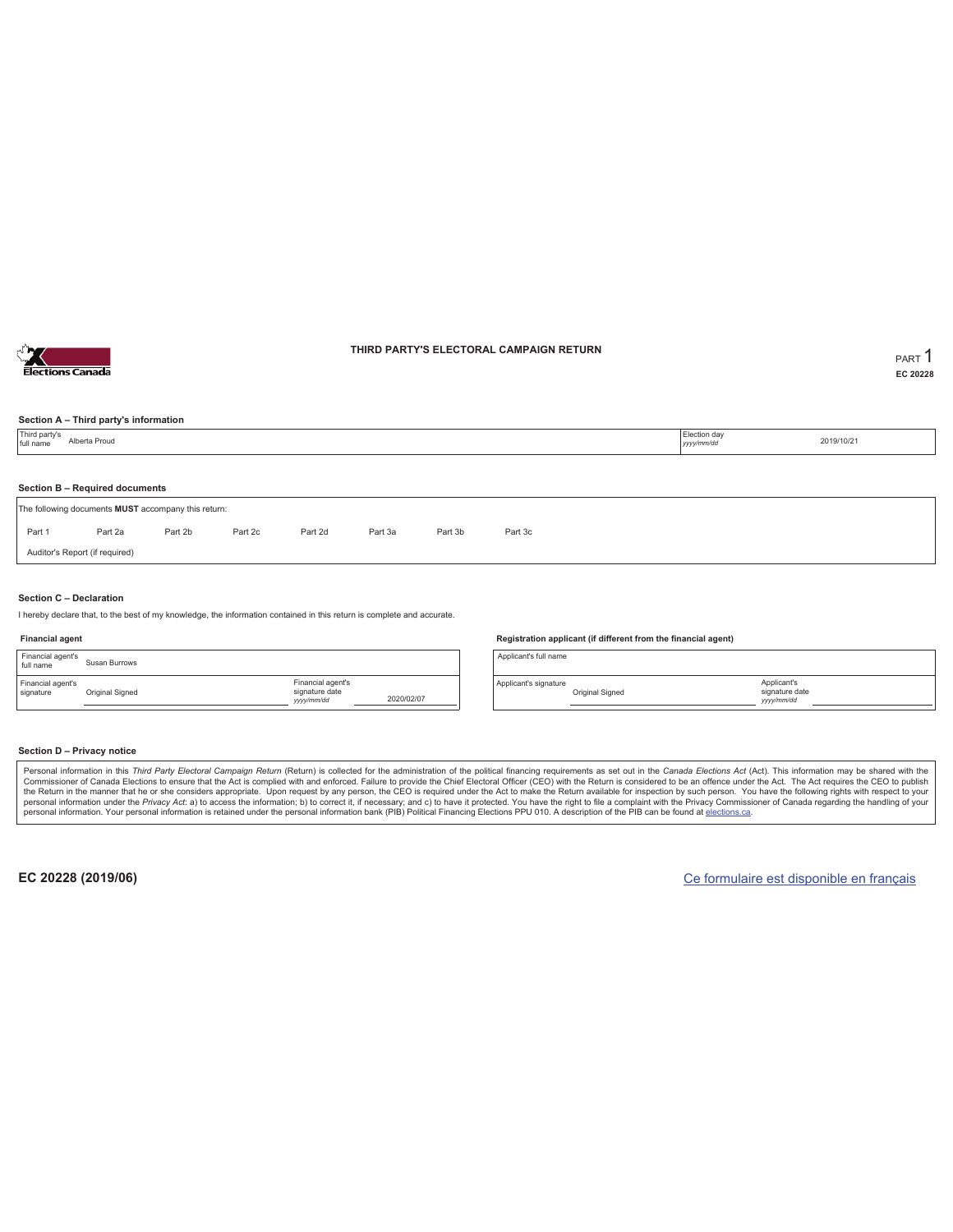# THIRD PARTY'S ELECTORAL CAMPAIGN RETURN

PART 1

EC 20228

### Section A – Third party's information

| Third party's full name | Alberta Proud | Election day *yyyy/mm/dd* | 2019/10/21 |
|---|---|---|---|

### Section B – Required documents

The following documents **MUST** accompany this return:

| Part 1 | Part 2a | Part 2b | Part 2c | Part 2d | Part 3a | Part 3b | Part 3c |
|---|---|---|---|---|---|---|---|

Auditor's Report (if required)

### Section C – Declaration

I hereby declare that, to the best of my knowledge, the information contained in this return is complete and accurate.

**Financial agent**

| Financial agent's full name | Susan Burrows | | |
|---|---|---|---|
| Financial agent's signature | Original Signed | Financial agent's signature date *yyyy/mm/dd* | 2020/02/07 |

**Registration applicant (if different from the financial agent)**

| Applicant's full name | | | |
|---|---|---|---|
| Applicant's signature | Original Signed | Applicant's signature date *yyyy/mm/dd* | |

### Section D – Privacy notice

Personal information in this *Third Party Electoral Campaign Return* (Return) is collected for the administration of the political financing requirements as set out in the *Canada Elections Act* (Act). This information may be shared with the Commissioner of Canada Elections to ensure that the Act is complied with and enforced. Failure to provide the Chief Electoral Officer (CEO) with the Return is considered to be an offence under the Act. The Act requires the CEO to publish the Return in the manner that he or she considers appropriate. Upon request by any person, the CEO is required under the Act to make the Return available for inspection by such person. You have the following rights with respect to your personal information under the *Privacy Act*: a) to access the information; b) to correct it, if necessary; and c) to have it protected. You have the right to file a complaint with the Privacy Commissioner of Canada regarding the handling of your personal information. Your personal information is retained under the personal information bank (PIB) Political Financing Elections PPU 010. A description of the PIB can be found at elections.ca.

**EC 20228 (2019/06)**

Ce formulaire est disponible en français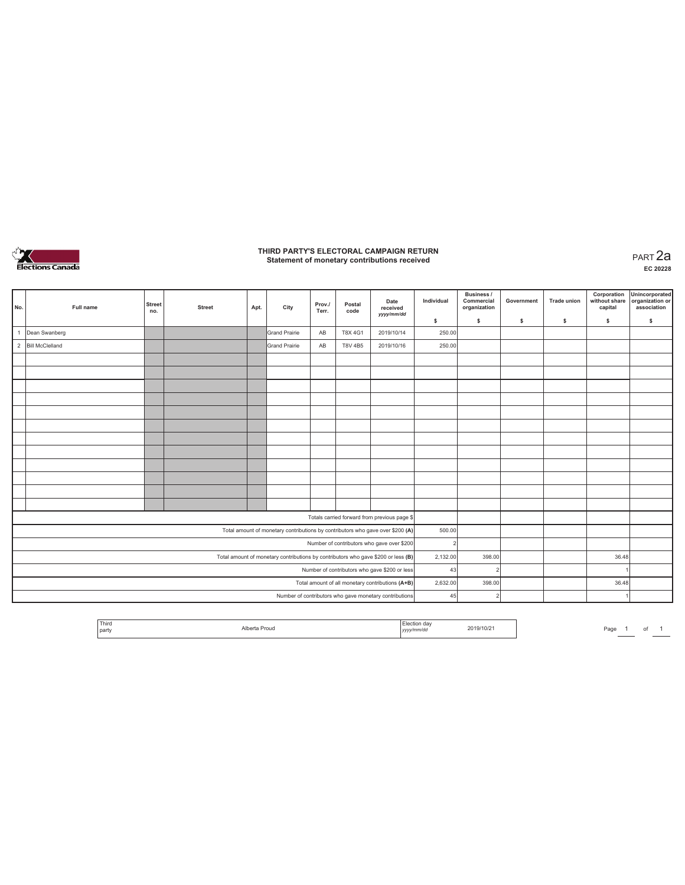# THIRD PARTY'S ELECTORAL CAMPAIGN RETURN
## Statement of monetary contributions received

PART 2a

EC 20228

| No. | Full name | Street no. | Street | Apt. | City | Prov./ Terr. | Postal code | Date received yyyy/mm/dd | Individual $ | Business / Commercial organization $ | Government $ | Trade union $ | Corporation without share capital $ | Unincorporated organization or association $ |
|---|---|---|---|---|---|---|---|---|---|---|---|---|---|---|
| 1 | Dean Swanberg | | | | Grand Prairie | AB | T8X 4G1 | 2019/10/14 | 250.00 | | | | | |
| 2 | Bill McClelland | | | | Grand Prairie | AB | T8V 4B5 | 2019/10/16 | 250.00 | | | | | |
| | | | | | | | | | | | | | | |
| | | | | | | | | | | | | | | |
| | | | | | | | | | | | | | | |
| | | | | | | | | | | | | | | |
| | | | | | | | | | | | | | | |
| | | | | | | | | | | | | | | |
| | | | | | | | | | | | | | | |
| | | | | | | | | | | | | | | |
| | | | | | | | | | | | | | | |
| | | | | | | | | | | | | | | |
| | | | | | | | | | | | | | | |
| | | | | | | | | | | | | | | |
| Totals carried forward from previous page $ | | | | | | | | | | | | | | |
| Total amount of monetary contributions by contributors who gave over $200 (A) | | | | | | | | | 500.00 | | | | | |
| Number of contributors who gave over $200 | | | | | | | | | 2 | | | | | |
| Total amount of monetary contributions by contributors who gave $200 or less (B) | | | | | | | | | 2,132.00 | 398.00 | | | 36.48 | |
| Number of contributors who gave $200 or less | | | | | | | | | 43 | 2 | | | 1 | |
| Total amount of all monetary contributions (A+B) | | | | | | | | | 2,632.00 | 398.00 | | | 36.48 | |
| Number of contributors who gave monetary contributions | | | | | | | | | 45 | 2 | | | 1 | |

| Third party | Alberta Proud | Election day yyyy/mm/dd | 2019/10/21 |
|---|---|---|---|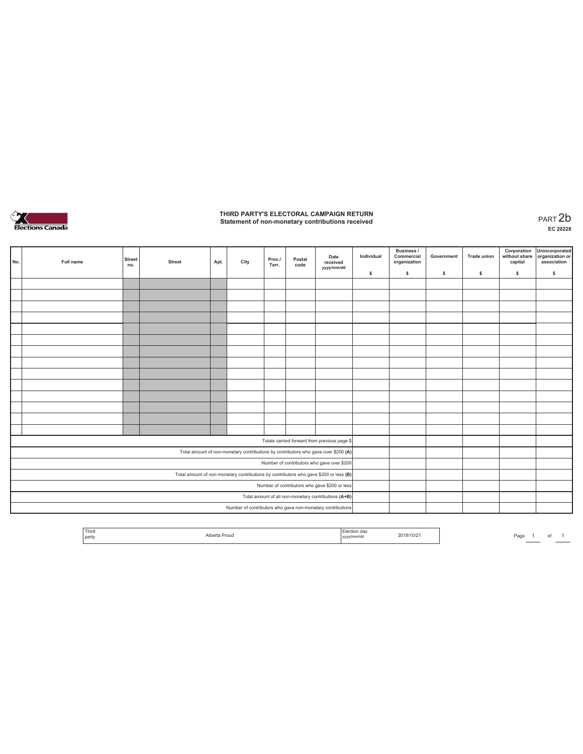# THIRD PARTY'S ELECTORAL CAMPAIGN RETURN

## Statement of non-monetary contributions received

PART 2b

EC 20228

| No. | Full name | Street no. | Street | Apt. | City | Prov./ Terr. | Postal code | Date received yyyy/mm/dd | Individual $ | Business / Commercial organization $ | Government $ | Trade union $ | Corporation without share capital $ | Unincorporated organization or association $ |
|---|---|---|---|---|---|---|---|---|---|---|---|---|---|---|
| | | | | | | | | | | | | | | |
| | | | | | | | | | | | | | | |
| | | | | | | | | | | | | | | |
| | | | | | | | | | | | | | | |
| | | | | | | | | | | | | | | |
| | | | | | | | | | | | | | | |
| | | | | | | | | | | | | | | |
| | | | | | | | | | | | | | | |
| | | | | | | | | | | | | | | |
| | | | | | | | | | | | | | | |
| | | | | | | | | | | | | | | |
| | | | | | | | | | | | | | | |
| | | | | | | | | | | | | | | |
| | | | | | | | | | | | | | | |
| Totals carried forward from previous page $ | | | | | | | | | | | | | | |
| Total amount of non-monetary contributions by contributors who gave over $200 (A) | | | | | | | | | | | | | | |
| Number of contributors who gave over $200 | | | | | | | | | | | | | | |
| Total amount of non-monetary contributions by contributors who gave $200 or less (B) | | | | | | | | | | | | | | |
| Number of contributors who gave $200 or less | | | | | | | | | | | | | | |
| Total amount of all non-monetary contributions (A+B) | | | | | | | | | | | | | | |
| Number of contributors who gave non-monetary contributions | | | | | | | | | | | | | | |

| Third party | Alberta Proud | Election day yyyy/mm/dd | 2019/10/21 |
|---|---|---|---|

Page 1 of 1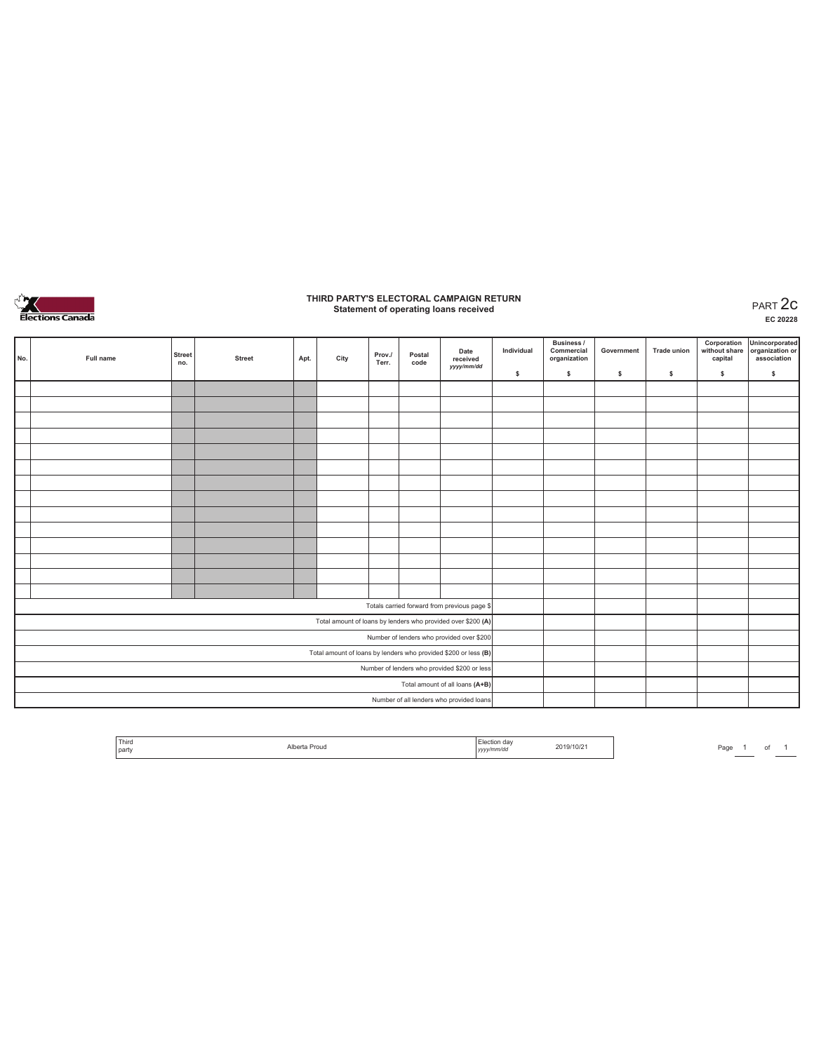# THIRD PARTY'S ELECTORAL CAMPAIGN RETURN
## Statement of operating loans received

PART 2c
EC 20228

| No. | Full name | Street no. | Street | Apt. | City | Prov./ Terr. | Postal code | Date received yyyy/mm/dd | Individual $ | Business / Commercial organization $ | Government $ | Trade union $ | Corporation without share capital $ | Unincorporated organization or association $ |
|---|---|---|---|---|---|---|---|---|---|---|---|---|---|---|
| | | | | | | | | | | | | | | |
| | | | | | | | | | | | | | | |
| | | | | | | | | | | | | | | |
| | | | | | | | | | | | | | | |
| | | | | | | | | | | | | | | |
| | | | | | | | | | | | | | | |
| | | | | | | | | | | | | | | |
| | | | | | | | | | | | | | | |
| | | | | | | | | | | | | | | |
| | | | | | | | | | | | | | | |
| | | | | | | | | | | | | | | |
| | | | | | | | | | | | | | | |
| | | | | | | | | | | | | | | |
| | | | | | | | | | | | | | | |
| Totals carried forward from previous page $ | | | | | | | | | | | | | | |
| Total amount of loans by lenders who provided over $200 (A) | | | | | | | | | | | | | | |
| Number of lenders who provided over $200 | | | | | | | | | | | | | | |
| Total amount of loans by lenders who provided $200 or less (B) | | | | | | | | | | | | | | |
| Number of lenders who provided $200 or less | | | | | | | | | | | | | | |
| Total amount of all loans (A+B) | | | | | | | | | | | | | | |
| Number of all lenders who provided loans | | | | | | | | | | | | | | |

| Third party | Alberta Proud | Election day yyyy/mm/dd | 2019/10/21 |
|---|---|---|---|

Page 1 of 1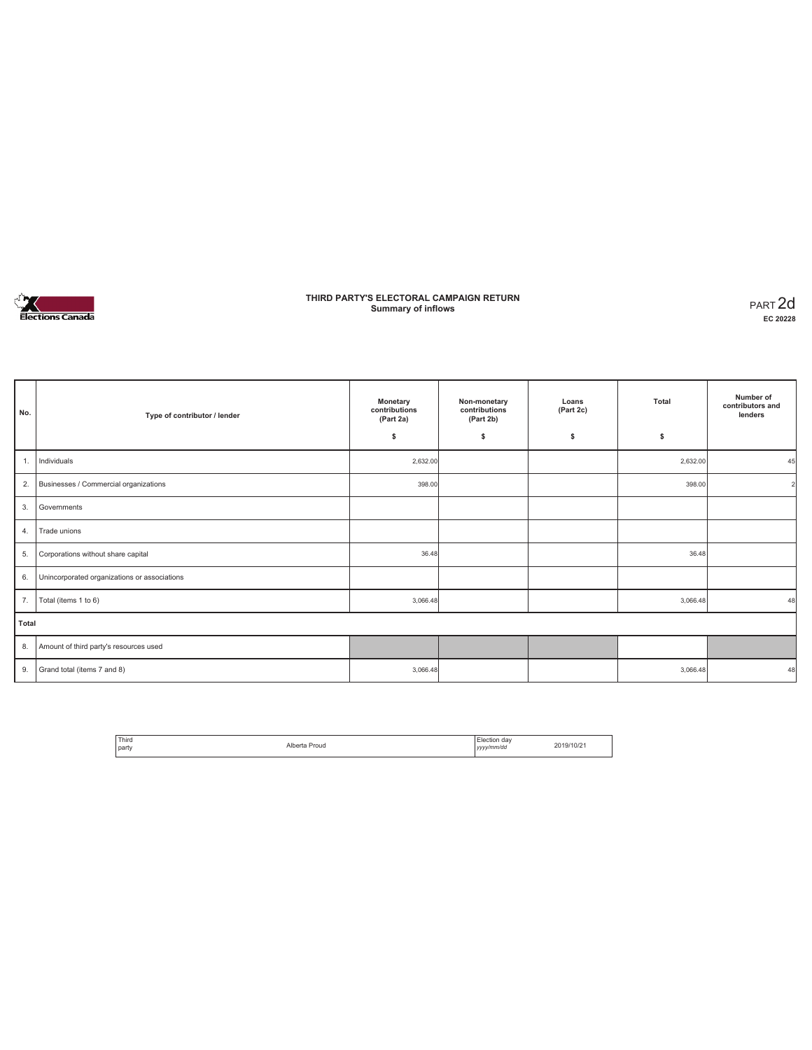# THIRD PARTY'S ELECTORAL CAMPAIGN RETURN
## Summary of inflows

PART 2d
**EC 20228**

| No. | Type of contributor / lender | Monetary contributions (Part 2a) $ | Non-monetary contributions (Part 2b) $ | Loans (Part 2c) $ | Total $ | Number of contributors and lenders |
|---|---|---|---|---|---|---|
| 1. | Individuals | 2,632.00 | | | 2,632.00 | 45 |
| 2. | Businesses / Commercial organizations | 398.00 | | | 398.00 | 2 |
| 3. | Governments | | | | | |
| 4. | Trade unions | | | | | |
| 5. | Corporations without share capital | 36.48 | | | 36.48 | |
| 6. | Unincorporated organizations or associations | | | | | |
| 7. | Total (items 1 to 6) | 3,066.48 | | | 3,066.48 | 48 |
| **Total** | | | | | | |
| 8. | Amount of third party's resources used | | | | | |
| 9. | Grand total (items 7 and 8) | 3,066.48 | | | 3,066.48 | 48 |

| Third party | Alberta Proud | Election day *yyyy/mm/dd* | 2019/10/21 |
|---|---|---|---|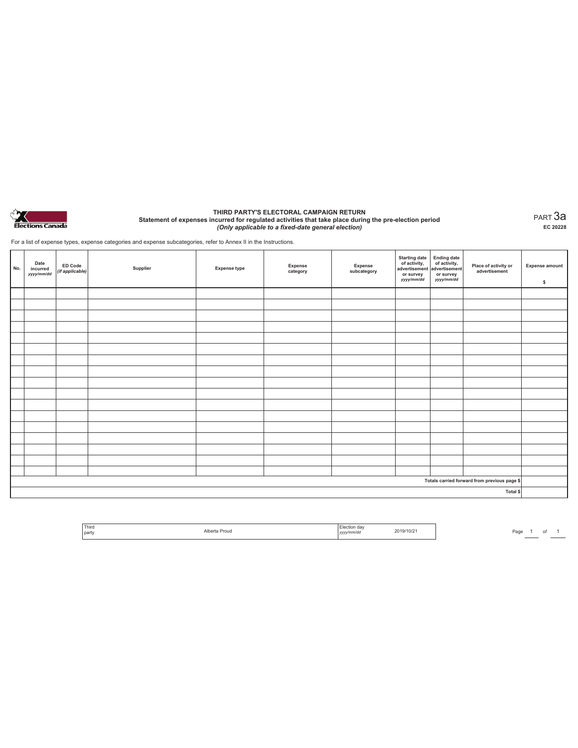Elections Canada

# THIRD PARTY'S ELECTORAL CAMPAIGN RETURN

**Statement of expenses incurred for regulated activities that take place during the pre-election period**

***(Only applicable to a fixed-date general election)***

PART 3a

**EC 20228**

For a list of expense types, expense categories and expense subcategories, refer to Annex II in the Instructions.

| No. | Date incurred *yyyy/mm/dd* | ED Code *(if applicable)* | Supplier | Expense type | Expense category | Expense subcategory | Starting date of activity, advertisement or survey *yyyy/mm/dd* | Ending date of activity, advertisement or survey *yyyy/mm/dd* | Place of activity or advertisement | Expense amount $ |
|---|---|---|---|---|---|---|---|---|---|---|
| | | | | | | | | | | |
| | | | | | | | | | | |
| | | | | | | | | | | |
| | | | | | | | | | | |
| | | | | | | | | | | |
| | | | | | | | | | | |
| | | | | | | | | | | |
| | | | | | | | | | | |
| | | | | | | | | | | |
| | | | | | | | | | | |
| | | | | | | | | | | |
| | | | | | | | | | | |
| | | | | | | | | | | |
| | | | | | | | | | | |
| | | | | | | | | | | |
| | | | | | | | | | | |
| | | | | | | | | | | |
| | | | | | | | | | Totals carried forward from previous page $ | |
| | | | | | | | | | Total $ | |

| Third party | Alberta Proud | Election day *yyyy/mm/dd* | 2019/10/21 |
|---|---|---|---|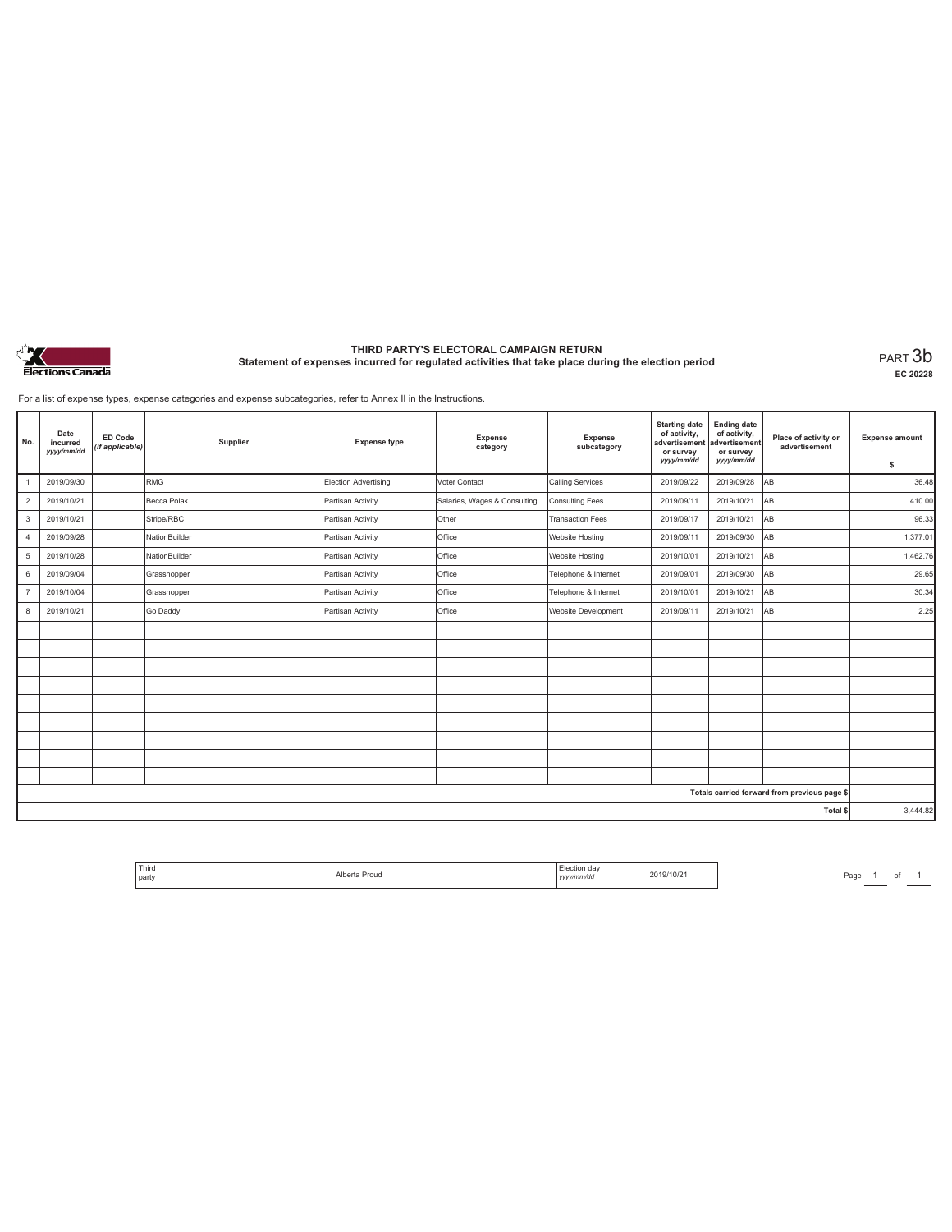# THIRD PARTY'S ELECTORAL CAMPAIGN RETURN

## Statement of expenses incurred for regulated activities that take place during the election period

PART 3b

EC 20228

For a list of expense types, expense categories and expense subcategories, refer to Annex II in the Instructions.

| No. | Date incurred *yyyy/mm/dd* | ED Code *(if applicable)* | Supplier | Expense type | Expense category | Expense subcategory | Starting date of activity, advertisement or survey *yyyy/mm/dd* | Ending date of activity, advertisement or survey *yyyy/mm/dd* | Place of activity or advertisement | Expense amount $ |
|---|---|---|---|---|---|---|---|---|---|---|
| 1 | 2019/09/30 | | RMG | Election Advertising | Voter Contact | Calling Services | 2019/09/22 | 2019/09/28 | AB | 36.48 |
| 2 | 2019/10/21 | | Becca Polak | Partisan Activity | Salaries, Wages & Consulting | Consulting Fees | 2019/09/11 | 2019/10/21 | AB | 410.00 |
| 3 | 2019/10/21 | | Stripe/RBC | Partisan Activity | Other | Transaction Fees | 2019/09/17 | 2019/10/21 | AB | 96.33 |
| 4 | 2019/09/28 | | NationBuilder | Partisan Activity | Office | Website Hosting | 2019/09/11 | 2019/09/30 | AB | 1,377.01 |
| 5 | 2019/10/28 | | NationBuilder | Partisan Activity | Office | Website Hosting | 2019/10/01 | 2019/10/21 | AB | 1,462.76 |
| 6 | 2019/09/04 | | Grasshopper | Partisan Activity | Office | Telephone & Internet | 2019/09/01 | 2019/09/30 | AB | 29.65 |
| 7 | 2019/10/04 | | Grasshopper | Partisan Activity | Office | Telephone & Internet | 2019/10/01 | 2019/10/21 | AB | 30.34 |
| 8 | 2019/10/21 | | Go Daddy | Partisan Activity | Office | Website Development | 2019/09/11 | 2019/10/21 | AB | 2.25 |
| | | | | | | | | | | |
| | | | | | | | | | | |
| | | | | | | | | | | |
| | | | | | | | | | | |
| | | | | | | | | | | |
| | | | | | | | | | | |
| | | | | | | | | | | |
| | | | | | | | | | | |
| | | | | | | | | | | |
| | | | | | | | | | Totals carried forward from previous page $ | |
| | | | | | | | | | Total $ | 3,444.82 |

| Third party | Alberta Proud | Election day *yyyy/mm/dd* | 2019/10/21 |
|---|---|---|---|

Page 1 of 1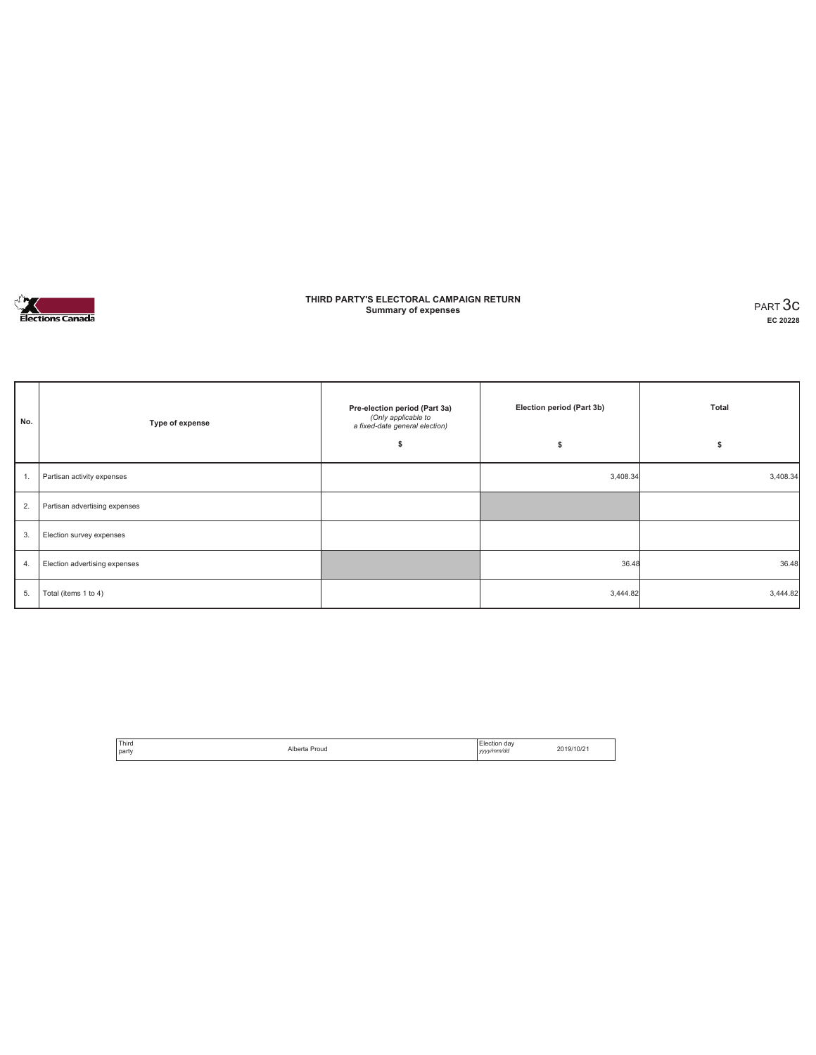Elections Canada

**THIRD PARTY'S ELECTORAL CAMPAIGN RETURN**
**Summary of expenses**

PART 3c
**EC 20228**

| No. | Type of expense | Pre-election period (Part 3a) *(Only applicable to a fixed-date general election)* $ | Election period (Part 3b) $ | Total $ |
|---|---|---|---|---|
| 1. | Partisan activity expenses | | 3,408.34 | 3,408.34 |
| 2. | Partisan advertising expenses | | | |
| 3. | Election survey expenses | | | |
| 4. | Election advertising expenses | | 36.48 | 36.48 |
| 5. | Total (items 1 to 4) | | 3,444.82 | 3,444.82 |

| | | | |
|---|---|---|---|
| Third party | Alberta Proud | Election day *yyyy/mm/dd* | 2019/10/21 |